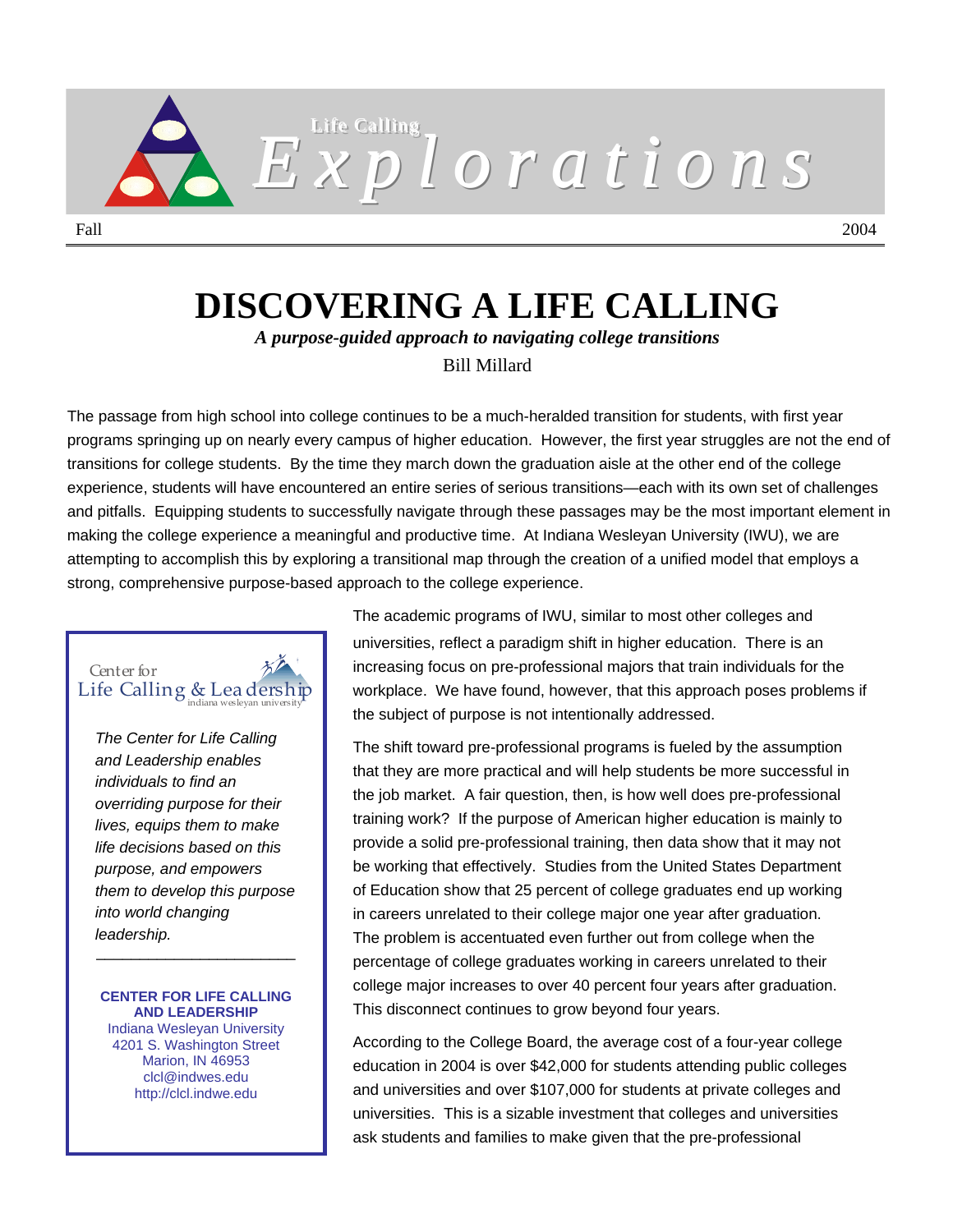# Life Calling Explorations

Fall 2004

# DISCOVERING A LIFE CALLING

***A purpose-guided approach to navigating college transitions***

Bill Millard

The passage from high school into college continues to be a much-heralded transition for students, with first year programs springing up on nearly every campus of higher education. However, the first year struggles are not the end of transitions for college students. By the time they march down the graduation aisle at the other end of the college experience, students will have encountered an entire series of serious transitions—each with its own set of challenges and pitfalls. Equipping students to successfully navigate through these passages may be the most important element in making the college experience a meaningful and productive time. At Indiana Wesleyan University (IWU), we are attempting to accomplish this by exploring a transitional map through the creation of a unified model that employs a strong, comprehensive purpose-based approach to the college experience.

> Center for Life Calling & Leadership
> indiana wesleyan university
>
> *The Center for Life Calling and Leadership enables individuals to find an overriding purpose for their lives, equips them to make life decisions based on this purpose, and empowers them to develop this purpose into world changing leadership.*
>
> **CENTER FOR LIFE CALLING AND LEADERSHIP**
> Indiana Wesleyan University
> 4201 S. Washington Street
> Marion, IN 46953
> clcl@indwes.edu
> http://clcl.indwe.edu

The academic programs of IWU, similar to most other colleges and universities, reflect a paradigm shift in higher education. There is an increasing focus on pre-professional majors that train individuals for the workplace. We have found, however, that this approach poses problems if the subject of purpose is not intentionally addressed.

The shift toward pre-professional programs is fueled by the assumption that they are more practical and will help students be more successful in the job market. A fair question, then, is how well does pre-professional training work? If the purpose of American higher education is mainly to provide a solid pre-professional training, then data show that it may not be working that effectively. Studies from the United States Department of Education show that 25 percent of college graduates end up working in careers unrelated to their college major one year after graduation. The problem is accentuated even further out from college when the percentage of college graduates working in careers unrelated to their college major increases to over 40 percent four years after graduation. This disconnect continues to grow beyond four years.

According to the College Board, the average cost of a four-year college education in 2004 is over $42,000 for students attending public colleges and universities and over $107,000 for students at private colleges and universities. This is a sizable investment that colleges and universities ask students and families to make given that the pre-professional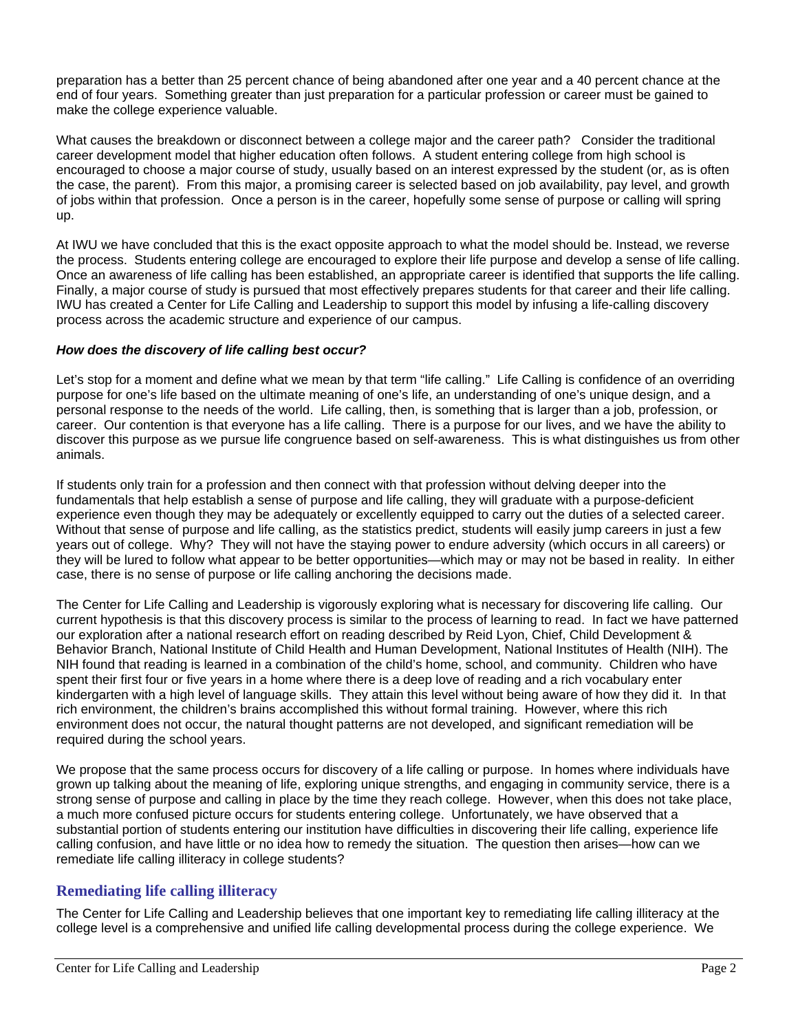preparation has a better than 25 percent chance of being abandoned after one year and a 40 percent chance at the end of four years. Something greater than just preparation for a particular profession or career must be gained to make the college experience valuable.

What causes the breakdown or disconnect between a college major and the career path? Consider the traditional career development model that higher education often follows. A student entering college from high school is encouraged to choose a major course of study, usually based on an interest expressed by the student (or, as is often the case, the parent). From this major, a promising career is selected based on job availability, pay level, and growth of jobs within that profession. Once a person is in the career, hopefully some sense of purpose or calling will spring up.

At IWU we have concluded that this is the exact opposite approach to what the model should be. Instead, we reverse the process. Students entering college are encouraged to explore their life purpose and develop a sense of life calling. Once an awareness of life calling has been established, an appropriate career is identified that supports the life calling. Finally, a major course of study is pursued that most effectively prepares students for that career and their life calling. IWU has created a Center for Life Calling and Leadership to support this model by infusing a life-calling discovery process across the academic structure and experience of our campus.

***How does the discovery of life calling best occur?***

Let's stop for a moment and define what we mean by that term "life calling." Life Calling is confidence of an overriding purpose for one's life based on the ultimate meaning of one's life, an understanding of one's unique design, and a personal response to the needs of the world. Life calling, then, is something that is larger than a job, profession, or career. Our contention is that everyone has a life calling. There is a purpose for our lives, and we have the ability to discover this purpose as we pursue life congruence based on self-awareness. This is what distinguishes us from other animals.

If students only train for a profession and then connect with that profession without delving deeper into the fundamentals that help establish a sense of purpose and life calling, they will graduate with a purpose-deficient experience even though they may be adequately or excellently equipped to carry out the duties of a selected career. Without that sense of purpose and life calling, as the statistics predict, students will easily jump careers in just a few years out of college. Why? They will not have the staying power to endure adversity (which occurs in all careers) or they will be lured to follow what appear to be better opportunities—which may or may not be based in reality. In either case, there is no sense of purpose or life calling anchoring the decisions made.

The Center for Life Calling and Leadership is vigorously exploring what is necessary for discovering life calling. Our current hypothesis is that this discovery process is similar to the process of learning to read. In fact we have patterned our exploration after a national research effort on reading described by Reid Lyon, Chief, Child Development & Behavior Branch, National Institute of Child Health and Human Development, National Institutes of Health (NIH). The NIH found that reading is learned in a combination of the child's home, school, and community. Children who have spent their first four or five years in a home where there is a deep love of reading and a rich vocabulary enter kindergarten with a high level of language skills. They attain this level without being aware of how they did it. In that rich environment, the children's brains accomplished this without formal training. However, where this rich environment does not occur, the natural thought patterns are not developed, and significant remediation will be required during the school years.

We propose that the same process occurs for discovery of a life calling or purpose. In homes where individuals have grown up talking about the meaning of life, exploring unique strengths, and engaging in community service, there is a strong sense of purpose and calling in place by the time they reach college. However, when this does not take place, a much more confused picture occurs for students entering college. Unfortunately, we have observed that a substantial portion of students entering our institution have difficulties in discovering their life calling, experience life calling confusion, and have little or no idea how to remedy the situation. The question then arises—how can we remediate life calling illiteracy in college students?

## Remediating life calling illiteracy

The Center for Life Calling and Leadership believes that one important key to remediating life calling illiteracy at the college level is a comprehensive and unified life calling developmental process during the college experience. We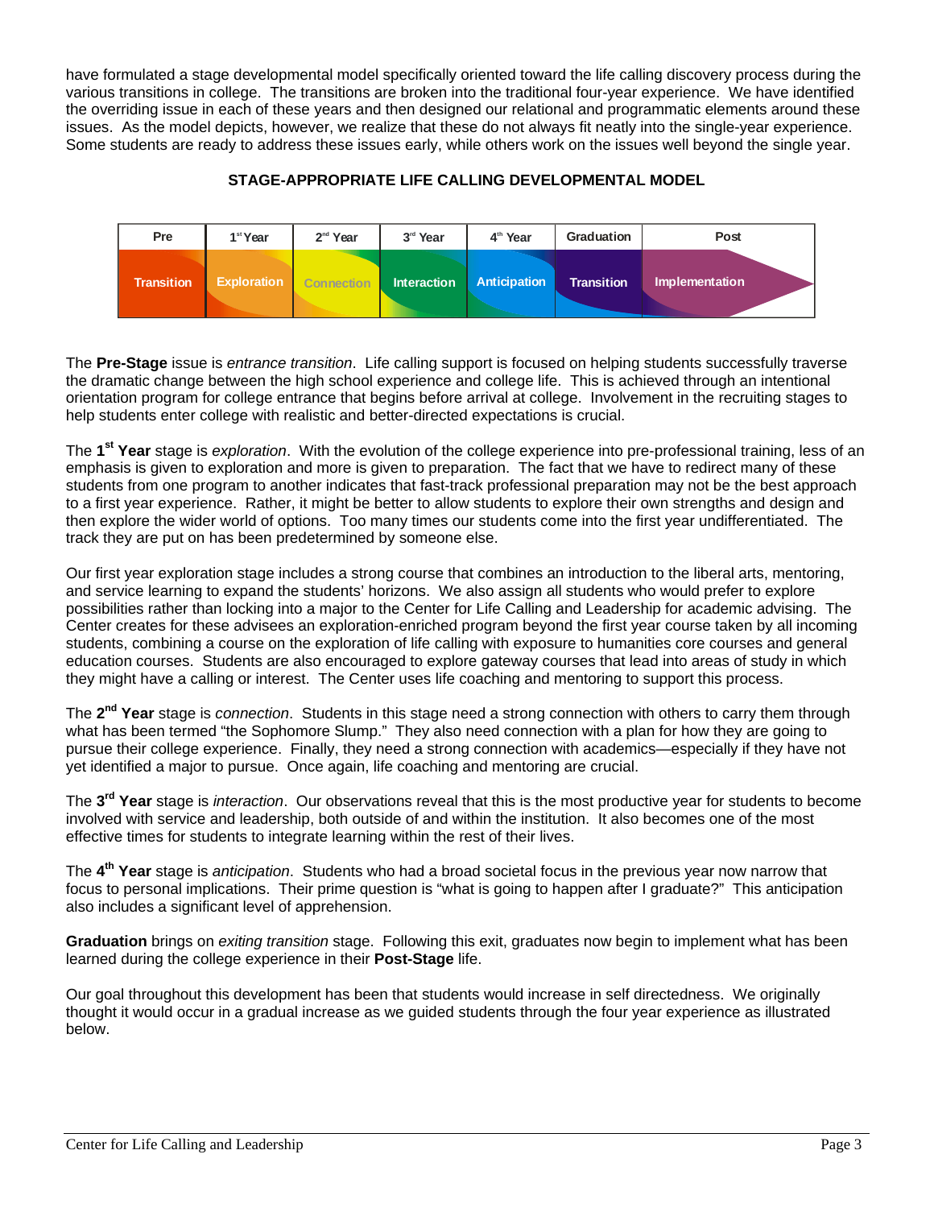have formulated a stage developmental model specifically oriented toward the life calling discovery process during the various transitions in college. The transitions are broken into the traditional four-year experience. We have identified the overriding issue in each of these years and then designed our relational and programmatic elements around these issues. As the model depicts, however, we realize that these do not always fit neatly into the single-year experience. Some students are ready to address these issues early, while others work on the issues well beyond the single year.

**STAGE-APPROPRIATE LIFE CALLING DEVELOPMENTAL MODEL**

| Pre | 1st Year | 2nd Year | 3rd Year | 4th Year | Graduation | Post |
|---|---|---|---|---|---|---|
| Transition | Exploration | Connection | Interaction | Anticipation | Transition | Implementation |

The **Pre-Stage** issue is *entrance transition*. Life calling support is focused on helping students successfully traverse the dramatic change between the high school experience and college life. This is achieved through an intentional orientation program for college entrance that begins before arrival at college. Involvement in the recruiting stages to help students enter college with realistic and better-directed expectations is crucial.

The **1st Year** stage is *exploration*. With the evolution of the college experience into pre-professional training, less of an emphasis is given to exploration and more is given to preparation. The fact that we have to redirect many of these students from one program to another indicates that fast-track professional preparation may not be the best approach to a first year experience. Rather, it might be better to allow students to explore their own strengths and design and then explore the wider world of options. Too many times our students come into the first year undifferentiated. The track they are put on has been predetermined by someone else.

Our first year exploration stage includes a strong course that combines an introduction to the liberal arts, mentoring, and service learning to expand the students' horizons. We also assign all students who would prefer to explore possibilities rather than locking into a major to the Center for Life Calling and Leadership for academic advising. The Center creates for these advisees an exploration-enriched program beyond the first year course taken by all incoming students, combining a course on the exploration of life calling with exposure to humanities core courses and general education courses. Students are also encouraged to explore gateway courses that lead into areas of study in which they might have a calling or interest. The Center uses life coaching and mentoring to support this process.

The **2nd Year** stage is *connection*. Students in this stage need a strong connection with others to carry them through what has been termed "the Sophomore Slump." They also need connection with a plan for how they are going to pursue their college experience. Finally, they need a strong connection with academics—especially if they have not yet identified a major to pursue. Once again, life coaching and mentoring are crucial.

The **3rd Year** stage is *interaction*. Our observations reveal that this is the most productive year for students to become involved with service and leadership, both outside of and within the institution. It also becomes one of the most effective times for students to integrate learning within the rest of their lives.

The **4th Year** stage is *anticipation*. Students who had a broad societal focus in the previous year now narrow that focus to personal implications. Their prime question is "what is going to happen after I graduate?" This anticipation also includes a significant level of apprehension.

**Graduation** brings on *exiting transition* stage. Following this exit, graduates now begin to implement what has been learned during the college experience in their **Post-Stage** life.

Our goal throughout this development has been that students would increase in self directedness. We originally thought it would occur in a gradual increase as we guided students through the four year experience as illustrated below.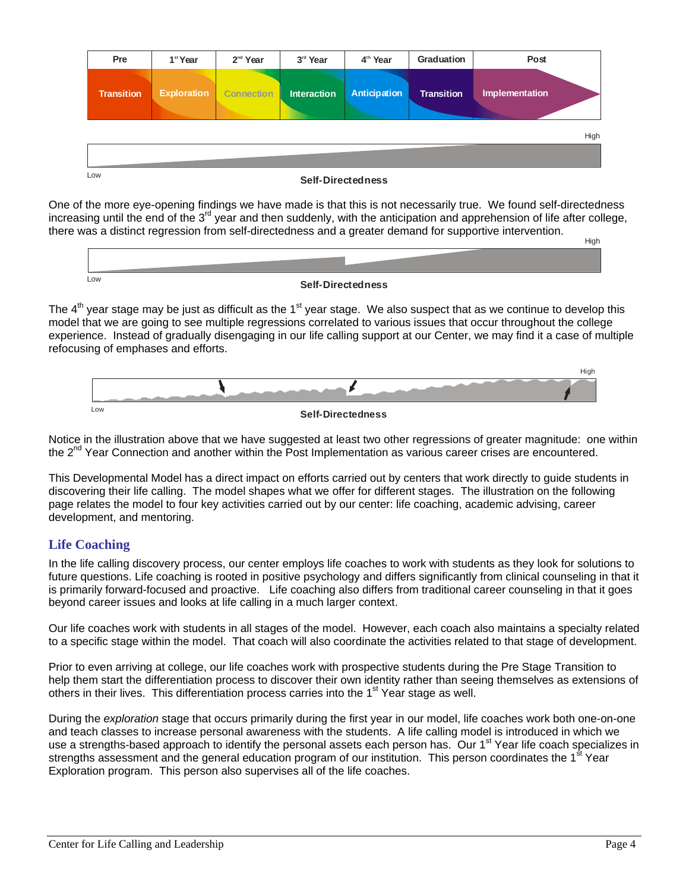| Pre | 1st Year | 2nd Year | 3rd Year | 4th Year | Graduation | Post |
|---|---|---|---|---|---|---|
| Transition | Exploration | Connection | Interaction | Anticipation | Transition | Implementation |

High

Low

**Self-Directedness**

One of the more eye-opening findings we have made is that this is not necessarily true. We found self-directedness increasing until the end of the 3rd year and then suddenly, with the anticipation and apprehension of life after college, there was a distinct regression from self-directedness and a greater demand for supportive intervention.

High

Low

**Self-Directedness**

The 4th year stage may be just as difficult as the 1st year stage. We also suspect that as we continue to develop this model that we are going to see multiple regressions correlated to various issues that occur throughout the college experience. Instead of gradually disengaging in our life calling support at our Center, we may find it a case of multiple refocusing of emphases and efforts.

High

Low

**Self-Directedness**

Notice in the illustration above that we have suggested at least two other regressions of greater magnitude: one within the 2nd Year Connection and another within the Post Implementation as various career crises are encountered.

This Developmental Model has a direct impact on efforts carried out by centers that work directly to guide students in discovering their life calling. The model shapes what we offer for different stages. The illustration on the following page relates the model to four key activities carried out by our center: life coaching, academic advising, career development, and mentoring.

## Life Coaching

In the life calling discovery process, our center employs life coaches to work with students as they look for solutions to future questions. Life coaching is rooted in positive psychology and differs significantly from clinical counseling in that it is primarily forward-focused and proactive. Life coaching also differs from traditional career counseling in that it goes beyond career issues and looks at life calling in a much larger context.

Our life coaches work with students in all stages of the model. However, each coach also maintains a specialty related to a specific stage within the model. That coach will also coordinate the activities related to that stage of development.

Prior to even arriving at college, our life coaches work with prospective students during the Pre Stage Transition to help them start the differentiation process to discover their own identity rather than seeing themselves as extensions of others in their lives. This differentiation process carries into the 1st Year stage as well.

During the *exploration* stage that occurs primarily during the first year in our model, life coaches work both one-on-one and teach classes to increase personal awareness with the students. A life calling model is introduced in which we use a strengths-based approach to identify the personal assets each person has. Our 1st Year life coach specializes in strengths assessment and the general education program of our institution. This person coordinates the 1st Year Exploration program. This person also supervises all of the life coaches.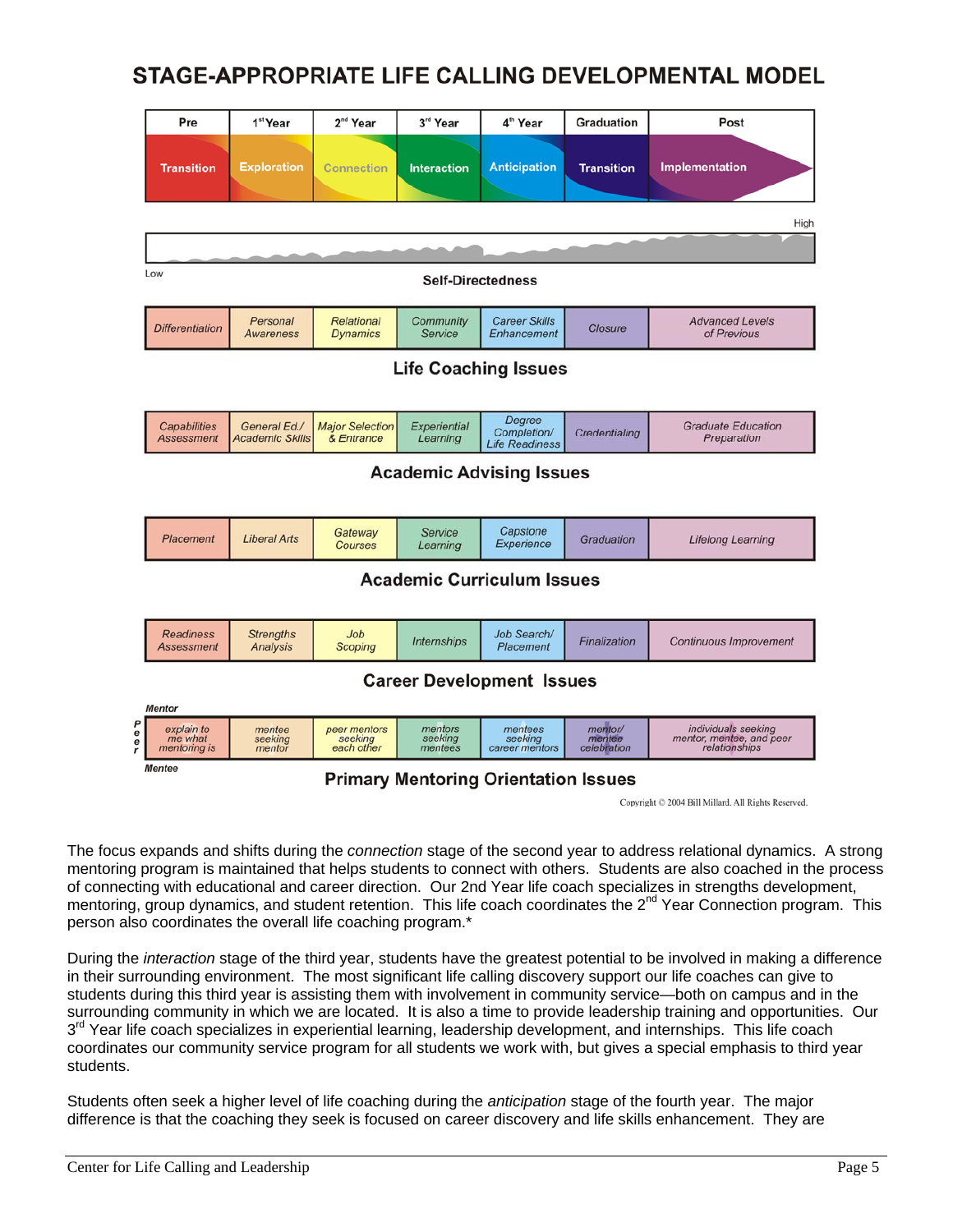# STAGE-APPROPRIATE LIFE CALLING DEVELOPMENTAL MODEL

| Pre | 1st Year | 2nd Year | 3rd Year | 4th Year | Graduation | Post |
|---|---|---|---|---|---|---|
| Transition | Exploration | Connection | Interaction | Anticipation | Transition | Implementation |

Low — Self-Directedness — High

**Life Coaching Issues**

| Differentiation | Personal Awareness | Relational Dynamics | Community Service | Career Skills Enhancement | Closure | Advanced Levels of Previous |
|---|---|---|---|---|---|---|

**Academic Advising Issues**

| Capabilities Assessment | General Ed./ Academic Skills | Major Selection & Entrance | Experiential Learning | Degree Completion/ Life Readiness | Credentialing | Graduate Education Preparation |
|---|---|---|---|---|---|---|

**Academic Curriculum Issues**

| Placement | Liberal Arts | Gateway Courses | Service Learning | Capstone Experience | Graduation | Lifelong Learning |
|---|---|---|---|---|---|---|

**Career Development Issues**

| Readiness Assessment | Strengths Analysis | Job Scoping | Internships | Job Search/ Placement | Finalization | Continuous Improvement |
|---|---|---|---|---|---|---|

**Primary Mentoring Orientation Issues** (Mentor — Peer — Mentee)

| explain to me what mentoring is | mentee seeking mentor | peer mentors seeking each other | mentors seeking mentees | mentees seeking career mentors | mentor/ mentee celebration | individuals seeking mentor, mentee, and peer relationships |
|---|---|---|---|---|---|---|

Copyright © 2004 Bill Millard. All Rights Reserved.

The focus expands and shifts during the *connection* stage of the second year to address relational dynamics. A strong mentoring program is maintained that helps students to connect with others. Students are also coached in the process of connecting with educational and career direction. Our 2nd Year life coach specializes in strengths development, mentoring, group dynamics, and student retention. This life coach coordinates the 2nd Year Connection program. This person also coordinates the overall life coaching program.*

During the *interaction* stage of the third year, students have the greatest potential to be involved in making a difference in their surrounding environment. The most significant life calling discovery support our life coaches can give to students during this third year is assisting them with involvement in community service—both on campus and in the surrounding community in which we are located. It is also a time to provide leadership training and opportunities. Our 3rd Year life coach specializes in experiential learning, leadership development, and internships. This life coach coordinates our community service program for all students we work with, but gives a special emphasis to third year students.

Students often seek a higher level of life coaching during the *anticipation* stage of the fourth year. The major difference is that the coaching they seek is focused on career discovery and life skills enhancement. They are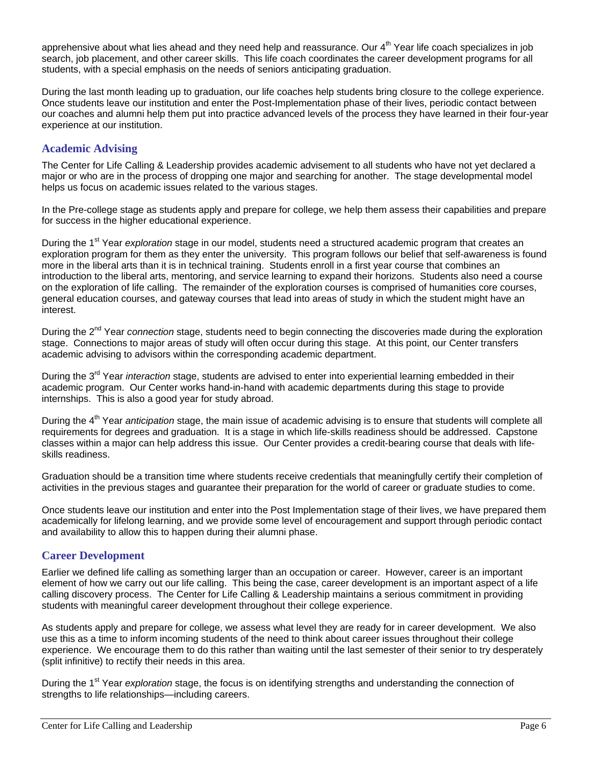apprehensive about what lies ahead and they need help and reassurance. Our 4th Year life coach specializes in job search, job placement, and other career skills. This life coach coordinates the career development programs for all students, with a special emphasis on the needs of seniors anticipating graduation.

During the last month leading up to graduation, our life coaches help students bring closure to the college experience. Once students leave our institution and enter the Post-Implementation phase of their lives, periodic contact between our coaches and alumni help them put into practice advanced levels of the process they have learned in their four-year experience at our institution.

## Academic Advising

The Center for Life Calling & Leadership provides academic advisement to all students who have not yet declared a major or who are in the process of dropping one major and searching for another. The stage developmental model helps us focus on academic issues related to the various stages.

In the Pre-college stage as students apply and prepare for college, we help them assess their capabilities and prepare for success in the higher educational experience.

During the 1st Year *exploration* stage in our model, students need a structured academic program that creates an exploration program for them as they enter the university. This program follows our belief that self-awareness is found more in the liberal arts than it is in technical training. Students enroll in a first year course that combines an introduction to the liberal arts, mentoring, and service learning to expand their horizons. Students also need a course on the exploration of life calling. The remainder of the exploration courses is comprised of humanities core courses, general education courses, and gateway courses that lead into areas of study in which the student might have an interest.

During the 2nd Year *connection* stage, students need to begin connecting the discoveries made during the exploration stage. Connections to major areas of study will often occur during this stage. At this point, our Center transfers academic advising to advisors within the corresponding academic department.

During the 3rd Year *interaction* stage, students are advised to enter into experiential learning embedded in their academic program. Our Center works hand-in-hand with academic departments during this stage to provide internships. This is also a good year for study abroad.

During the 4th Year *anticipation* stage, the main issue of academic advising is to ensure that students will complete all requirements for degrees and graduation. It is a stage in which life-skills readiness should be addressed. Capstone classes within a major can help address this issue. Our Center provides a credit-bearing course that deals with life-skills readiness.

Graduation should be a transition time where students receive credentials that meaningfully certify their completion of activities in the previous stages and guarantee their preparation for the world of career or graduate studies to come.

Once students leave our institution and enter into the Post Implementation stage of their lives, we have prepared them academically for lifelong learning, and we provide some level of encouragement and support through periodic contact and availability to allow this to happen during their alumni phase.

## Career Development

Earlier we defined life calling as something larger than an occupation or career. However, career is an important element of how we carry out our life calling. This being the case, career development is an important aspect of a life calling discovery process. The Center for Life Calling & Leadership maintains a serious commitment in providing students with meaningful career development throughout their college experience.

As students apply and prepare for college, we assess what level they are ready for in career development. We also use this as a time to inform incoming students of the need to think about career issues throughout their college experience. We encourage them to do this rather than waiting until the last semester of their senior to try desperately (split infinitive) to rectify their needs in this area.

During the 1st Year *exploration* stage, the focus is on identifying strengths and understanding the connection of strengths to life relationships—including careers.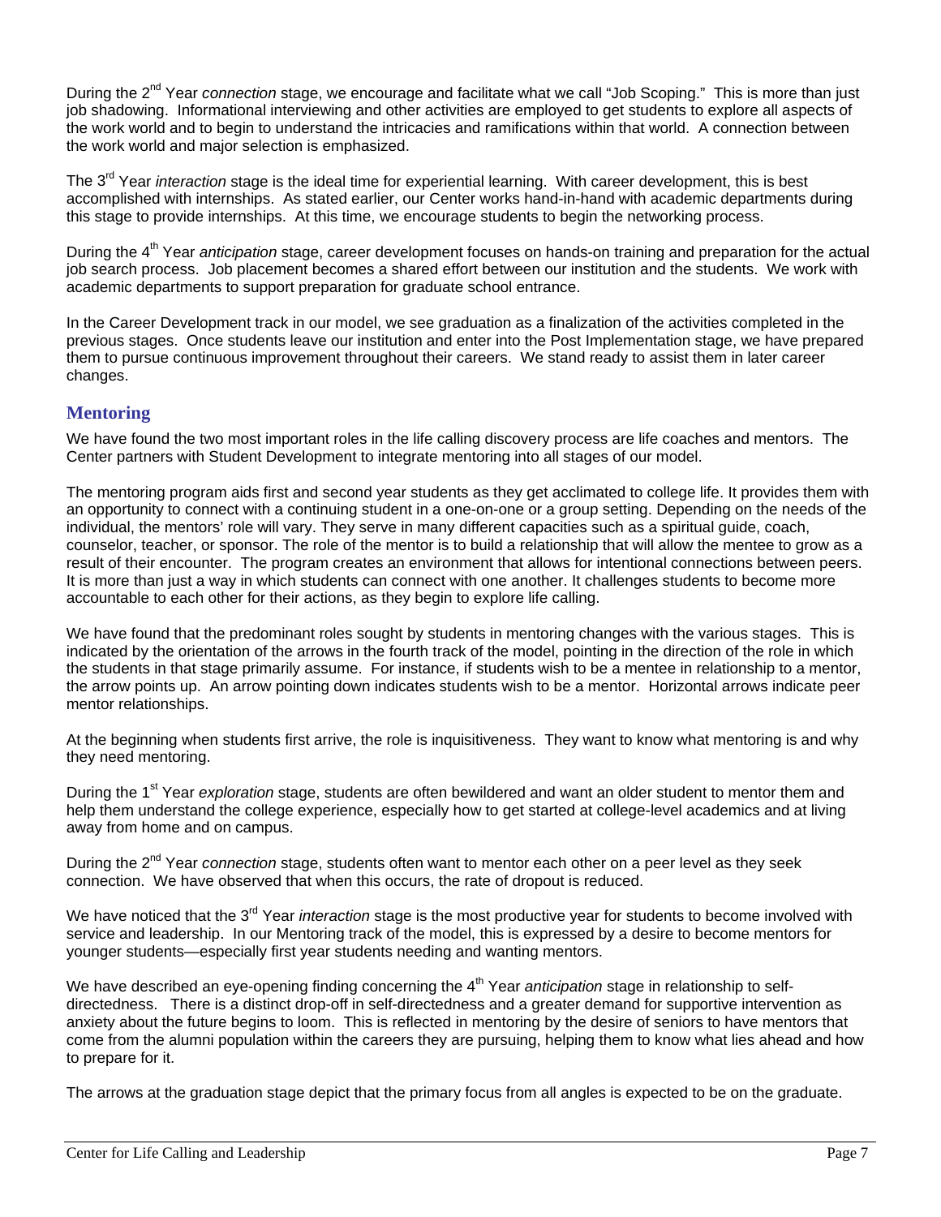During the 2nd Year *connection* stage, we encourage and facilitate what we call "Job Scoping." This is more than just job shadowing. Informational interviewing and other activities are employed to get students to explore all aspects of the work world and to begin to understand the intricacies and ramifications within that world. A connection between the work world and major selection is emphasized.

The 3rd Year *interaction* stage is the ideal time for experiential learning. With career development, this is best accomplished with internships. As stated earlier, our Center works hand-in-hand with academic departments during this stage to provide internships. At this time, we encourage students to begin the networking process.

During the 4th Year *anticipation* stage, career development focuses on hands-on training and preparation for the actual job search process. Job placement becomes a shared effort between our institution and the students. We work with academic departments to support preparation for graduate school entrance.

In the Career Development track in our model, we see graduation as a finalization of the activities completed in the previous stages. Once students leave our institution and enter into the Post Implementation stage, we have prepared them to pursue continuous improvement throughout their careers. We stand ready to assist them in later career changes.

## Mentoring

We have found the two most important roles in the life calling discovery process are life coaches and mentors. The Center partners with Student Development to integrate mentoring into all stages of our model.

The mentoring program aids first and second year students as they get acclimated to college life. It provides them with an opportunity to connect with a continuing student in a one-on-one or a group setting. Depending on the needs of the individual, the mentors' role will vary. They serve in many different capacities such as a spiritual guide, coach, counselor, teacher, or sponsor. The role of the mentor is to build a relationship that will allow the mentee to grow as a result of their encounter. The program creates an environment that allows for intentional connections between peers. It is more than just a way in which students can connect with one another. It challenges students to become more accountable to each other for their actions, as they begin to explore life calling.

We have found that the predominant roles sought by students in mentoring changes with the various stages. This is indicated by the orientation of the arrows in the fourth track of the model, pointing in the direction of the role in which the students in that stage primarily assume. For instance, if students wish to be a mentee in relationship to a mentor, the arrow points up. An arrow pointing down indicates students wish to be a mentor. Horizontal arrows indicate peer mentor relationships.

At the beginning when students first arrive, the role is inquisitiveness. They want to know what mentoring is and why they need mentoring.

During the 1st Year *exploration* stage, students are often bewildered and want an older student to mentor them and help them understand the college experience, especially how to get started at college-level academics and at living away from home and on campus.

During the 2nd Year *connection* stage, students often want to mentor each other on a peer level as they seek connection. We have observed that when this occurs, the rate of dropout is reduced.

We have noticed that the 3rd Year *interaction* stage is the most productive year for students to become involved with service and leadership. In our Mentoring track of the model, this is expressed by a desire to become mentors for younger students—especially first year students needing and wanting mentors.

We have described an eye-opening finding concerning the 4th Year *anticipation* stage in relationship to self-directedness. There is a distinct drop-off in self-directedness and a greater demand for supportive intervention as anxiety about the future begins to loom. This is reflected in mentoring by the desire of seniors to have mentors that come from the alumni population within the careers they are pursuing, helping them to know what lies ahead and how to prepare for it.

The arrows at the graduation stage depict that the primary focus from all angles is expected to be on the graduate.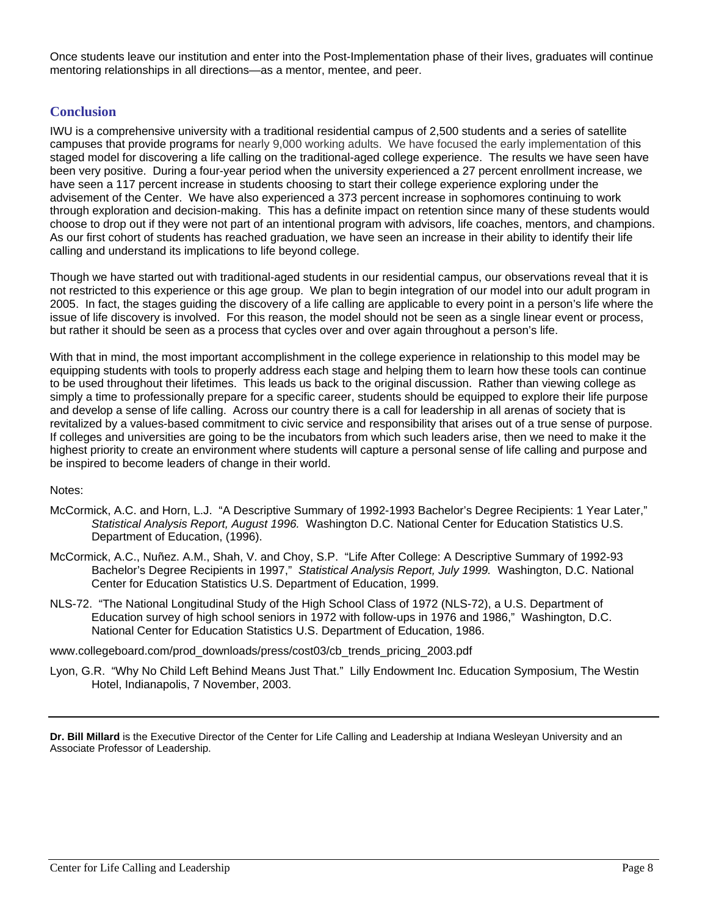Once students leave our institution and enter into the Post-Implementation phase of their lives, graduates will continue mentoring relationships in all directions—as a mentor, mentee, and peer.

## Conclusion

IWU is a comprehensive university with a traditional residential campus of 2,500 students and a series of satellite campuses that provide programs for nearly 9,000 working adults. We have focused the early implementation of this staged model for discovering a life calling on the traditional-aged college experience. The results we have seen have been very positive. During a four-year period when the university experienced a 27 percent enrollment increase, we have seen a 117 percent increase in students choosing to start their college experience exploring under the advisement of the Center. We have also experienced a 373 percent increase in sophomores continuing to work through exploration and decision-making. This has a definite impact on retention since many of these students would choose to drop out if they were not part of an intentional program with advisors, life coaches, mentors, and champions. As our first cohort of students has reached graduation, we have seen an increase in their ability to identify their life calling and understand its implications to life beyond college.

Though we have started out with traditional-aged students in our residential campus, our observations reveal that it is not restricted to this experience or this age group. We plan to begin integration of our model into our adult program in 2005. In fact, the stages guiding the discovery of a life calling are applicable to every point in a person's life where the issue of life discovery is involved. For this reason, the model should not be seen as a single linear event or process, but rather it should be seen as a process that cycles over and over again throughout a person's life.

With that in mind, the most important accomplishment in the college experience in relationship to this model may be equipping students with tools to properly address each stage and helping them to learn how these tools can continue to be used throughout their lifetimes. This leads us back to the original discussion. Rather than viewing college as simply a time to professionally prepare for a specific career, students should be equipped to explore their life purpose and develop a sense of life calling. Across our country there is a call for leadership in all arenas of society that is revitalized by a values-based commitment to civic service and responsibility that arises out of a true sense of purpose. If colleges and universities are going to be the incubators from which such leaders arise, then we need to make it the highest priority to create an environment where students will capture a personal sense of life calling and purpose and be inspired to become leaders of change in their world.

Notes:

McCormick, A.C. and Horn, L.J. "A Descriptive Summary of 1992-1993 Bachelor's Degree Recipients: 1 Year Later," *Statistical Analysis Report, August 1996.* Washington D.C. National Center for Education Statistics U.S. Department of Education, (1996).

McCormick, A.C., Nuñez. A.M., Shah, V. and Choy, S.P. "Life After College: A Descriptive Summary of 1992-93 Bachelor's Degree Recipients in 1997," *Statistical Analysis Report, July 1999.* Washington, D.C. National Center for Education Statistics U.S. Department of Education, 1999.

NLS-72. "The National Longitudinal Study of the High School Class of 1972 (NLS-72), a U.S. Department of Education survey of high school seniors in 1972 with follow-ups in 1976 and 1986," Washington, D.C. National Center for Education Statistics U.S. Department of Education, 1986.

www.collegeboard.com/prod_downloads/press/cost03/cb_trends_pricing_2003.pdf

Lyon, G.R. "Why No Child Left Behind Means Just That." Lilly Endowment Inc. Education Symposium, The Westin Hotel, Indianapolis, 7 November, 2003.

---

**Dr. Bill Millard** is the Executive Director of the Center for Life Calling and Leadership at Indiana Wesleyan University and an Associate Professor of Leadership.